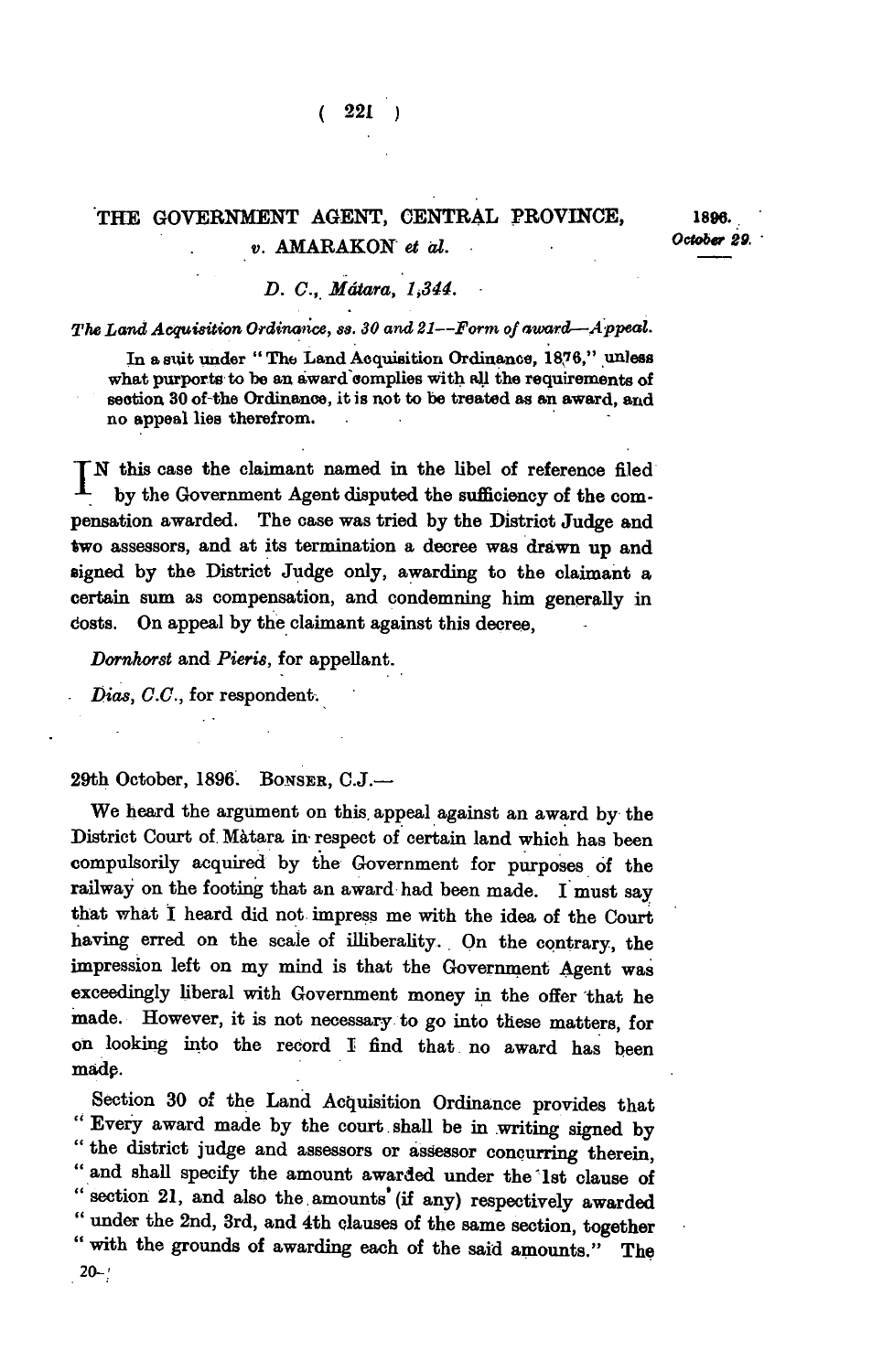# THE GOVERNMENT AGENT, CENTRAL PROVINCE, v. AMARAKON et al.

1896. *October 29.*

*D. C., Mátara, 1,344.*

*The Land Acquisition Ordinance, ss. 30 and 21—Form of award—Appeal.*

In a suit under "The Land Acquisition Ordinance, 1876," unless what purports to be an award complies with all the requirements of section 30 of the Ordinance, it is not to be treated as an award, and no appeal lies therefrom.

IN this case the claimant named in the libel of reference filed by the Government Agent disputed the sufficiency of the compensation awarded. The case was tried by the District Judge and two assessors, and at its termination a decree was drawn up and signed by the District Judge only, awarding to the claimant a certain sum as compensation, and condemning him generally in costs. On appeal by the claimant against this decree,

*Dornhorst* and *Pieris*, for appellant.

*Dias, C.C.*, for respondent.

29th October, 1896. BONSER, C.J.—

We heard the argument on this appeal against an award by the District Court of Màtara in respect of certain land which has been compulsorily acquired by the Government for purposes of the railway on the footing that an award had been made. I must say that what I heard did not impress me with the idea of the Court having erred on the scale of illiberality. On the contrary, the impression left on my mind is that the Government Agent was exceedingly liberal with Government money in the offer that he made. However, it is not necessary to go into these matters, for on looking into the record I find that no award has been made.

Section 30 of the Land Acquisition Ordinance provides that "Every award made by the court shall be in writing signed by "the district judge and assessors or assessor concurring therein, "and shall specify the amount awarded under the 1st clause of "section 21, and also the amounts (if any) respectively awarded "under the 2nd, 3rd, and 4th clauses of the same section, together "with the grounds of awarding each of the said amounts." The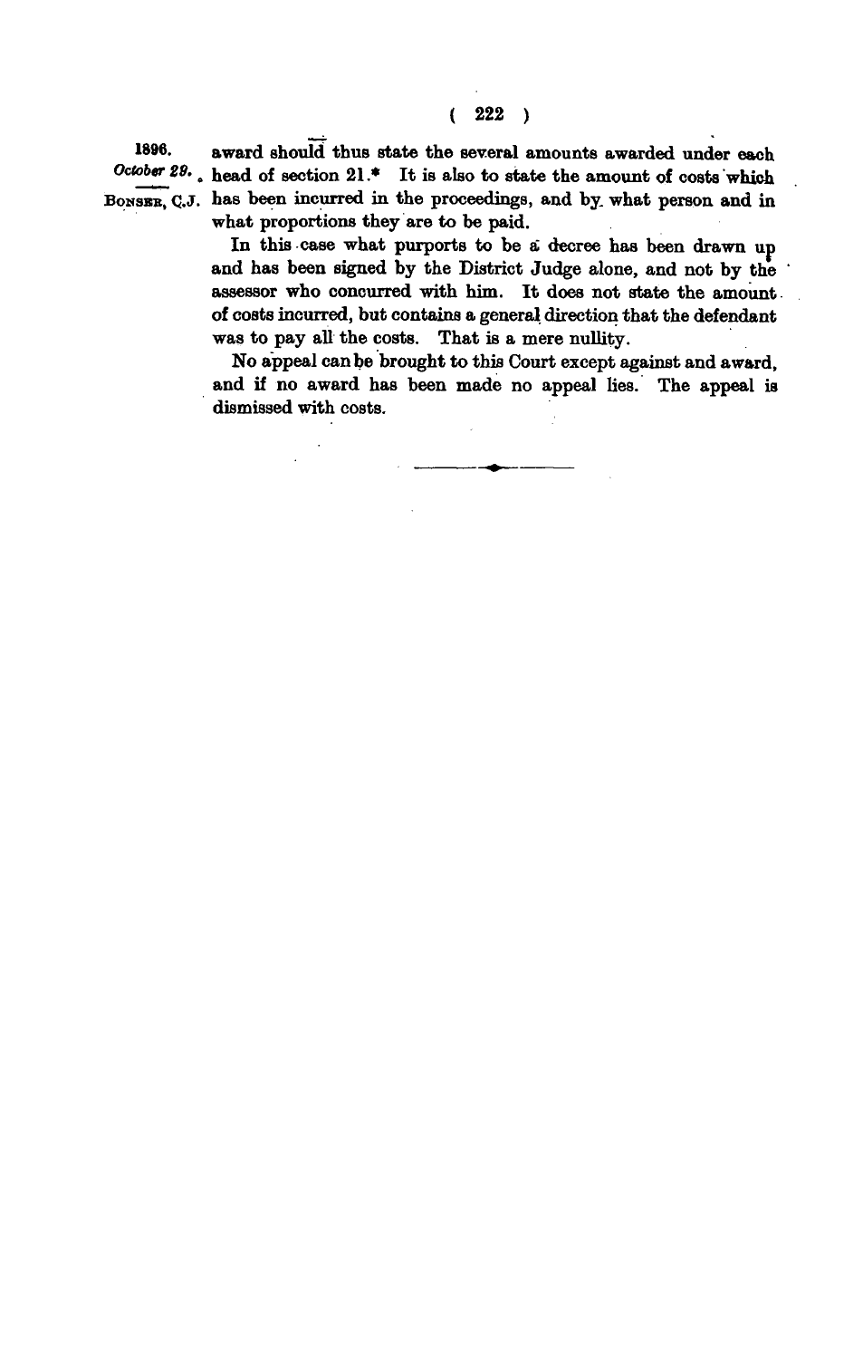award should thus state the several amounts awarded under each head of section 21.* It is also to state the amount of costs which has been incurred in the proceedings, and by what person and in what proportions they are to be paid.

In this case what purports to be a decree has been drawn up and has been signed by the District Judge alone, and not by the assessor who concurred with him. It does not state the amount of costs incurred, but contains a general direction that the defendant was to pay all the costs. That is a mere nullity.

No appeal can be brought to this Court except against and award, and if no award has been made no appeal lies. The appeal is dismissed with costs.